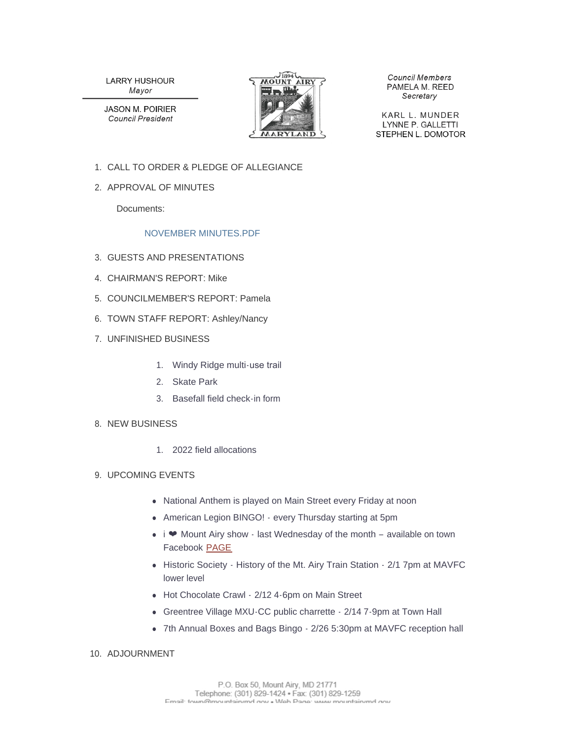LARRY HUSHOUR
*Mayor*

JASON M. POIRIER
*Council President*

*Council Members*
PAMELA M. REED
*Secretary*

KARL L. MUNDER
LYNNE P. GALLETTI
STEPHEN L. DOMOTOR

1. CALL TO ORDER & PLEDGE OF ALLEGIANCE
2. APPROVAL OF MINUTES

   Documents:

   NOVEMBER MINUTES.PDF

3. GUESTS AND PRESENTATIONS
4. CHAIRMAN'S REPORT: Mike
5. COUNCILMEMBER'S REPORT: Pamela
6. TOWN STAFF REPORT: Ashley/Nancy
7. UNFINISHED BUSINESS
   1. Windy Ridge multi-use trail
   2. Skate Park
   3. Basefall field check-in form
8. NEW BUSINESS
   1. 2022 field allocations
9. UPCOMING EVENTS
   - National Anthem is played on Main Street every Friday at noon
   - American Legion BINGO! - every Thursday starting at 5pm
   - i ❤ Mount Airy show - last Wednesday of the month – available on town Facebook PAGE
   - Historic Society - History of the Mt. Airy Train Station - 2/1 7pm at MAVFC lower level
   - Hot Chocolate Crawl - 2/12 4-6pm on Main Street
   - Greentree Village MXU-CC public charrette - 2/14 7-9pm at Town Hall
   - 7th Annual Boxes and Bags Bingo - 2/26 5:30pm at MAVFC reception hall
10. ADJOURNMENT

P.O. Box 50, Mount Airy, MD 21771
Telephone: (301) 829-1424 • Fax: (301) 829-1259
Email: town@mountairymd.gov • Web Page: www.mountairymd.gov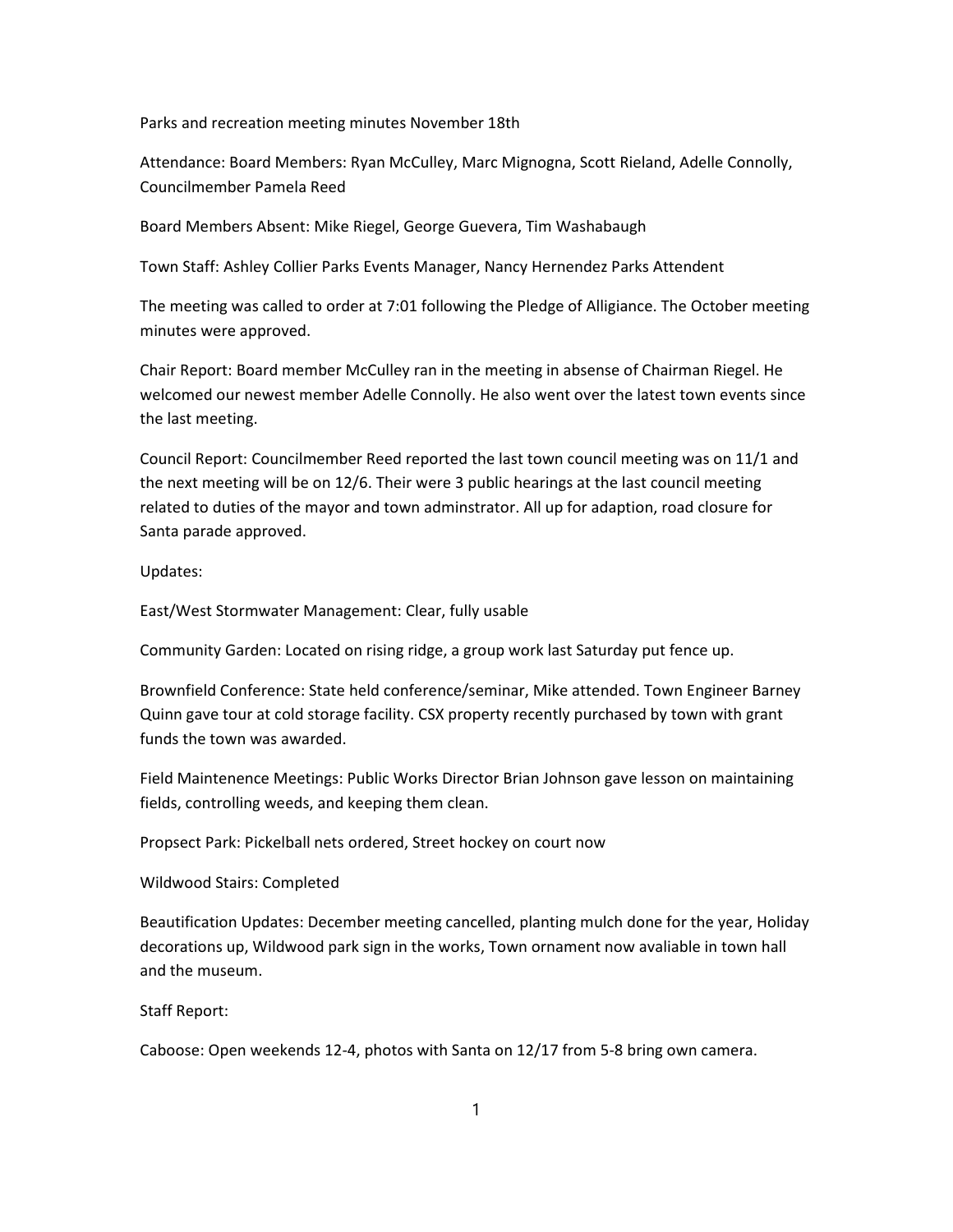Parks and recreation meeting minutes November 18th

Attendance: Board Members: Ryan McCulley, Marc Mignogna, Scott Rieland, Adelle Connolly, Councilmember Pamela Reed

Board Members Absent: Mike Riegel, George Guevera, Tim Washabaugh

Town Staff: Ashley Collier Parks Events Manager, Nancy Hernendez Parks Attendent

The meeting was called to order at 7:01 following the Pledge of Alligiance. The October meeting minutes were approved.

Chair Report: Board member McCulley ran in the meeting in absense of Chairman Riegel. He welcomed our newest member Adelle Connolly. He also went over the latest town events since the last meeting.

Council Report: Councilmember Reed reported the last town council meeting was on 11/1 and the next meeting will be on 12/6. Their were 3 public hearings at the last council meeting related to duties of the mayor and town adminstrator. All up for adaption, road closure for Santa parade approved.

Updates:

East/West Stormwater Management: Clear, fully usable

Community Garden: Located on rising ridge, a group work last Saturday put fence up.

Brownfield Conference: State held conference/seminar, Mike attended. Town Engineer Barney Quinn gave tour at cold storage facility. CSX property recently purchased by town with grant funds the town was awarded.

Field Maintenence Meetings: Public Works Director Brian Johnson gave lesson on maintaining fields, controlling weeds, and keeping them clean.

Propsect Park: Pickelball nets ordered, Street hockey on court now

Wildwood Stairs: Completed

Beautification Updates: December meeting cancelled, planting mulch done for the year, Holiday decorations up, Wildwood park sign in the works, Town ornament now avaliable in town hall and the museum.

Staff Report:

Caboose: Open weekends 12-4, photos with Santa on 12/17 from 5-8 bring own camera.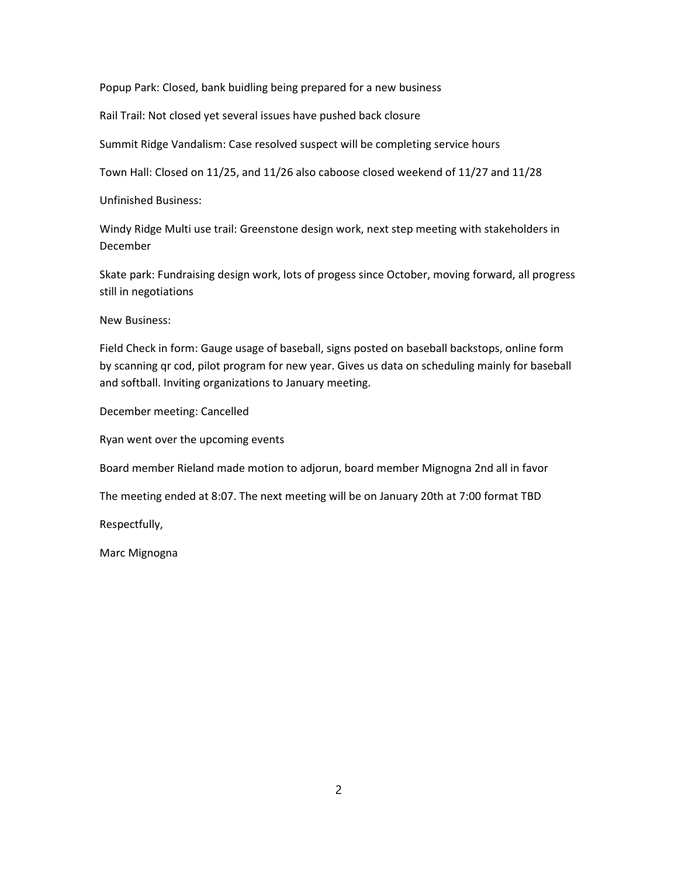Popup Park: Closed, bank buidling being prepared for a new business

Rail Trail: Not closed yet several issues have pushed back closure

Summit Ridge Vandalism: Case resolved suspect will be completing service hours

Town Hall: Closed on 11/25, and 11/26 also caboose closed weekend of 11/27 and 11/28

Unfinished Business:

Windy Ridge Multi use trail: Greenstone design work, next step meeting with stakeholders in December

Skate park: Fundraising design work, lots of progess since October, moving forward, all progress still in negotiations

New Business:

Field Check in form: Gauge usage of baseball, signs posted on baseball backstops, online form by scanning qr cod, pilot program for new year. Gives us data on scheduling mainly for baseball and softball. Inviting organizations to January meeting.

December meeting: Cancelled

Ryan went over the upcoming events

Board member Rieland made motion to adjorun, board member Mignogna 2nd all in favor

The meeting ended at 8:07. The next meeting will be on January 20th at 7:00 format TBD

Respectfully,

Marc Mignogna